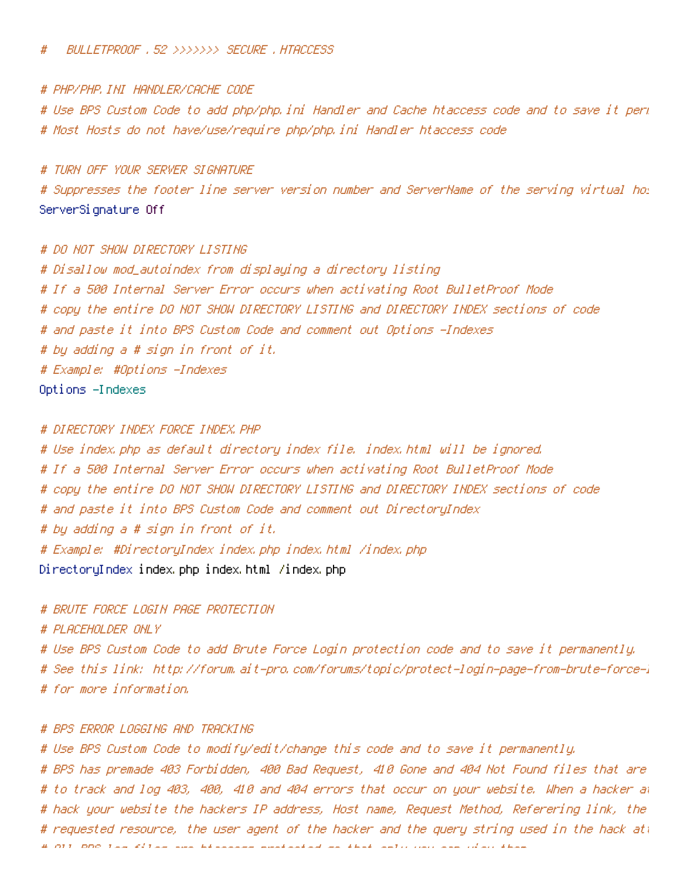```
#   BULLETPROOF .52 >>>>>>> SECURE .HTACCESS

# PHP/PHP.INI HANDLER/CACHE CODE
# Use BPS Custom Code to add php/php.ini Handler and Cache htaccess code and to save it per
# Most Hosts do not have/use/require php/php.ini Handler htaccess code

# TURN OFF YOUR SERVER SIGNATURE
# Suppresses the footer line server version number and ServerName of the serving virtual ho
ServerSignature Off

# DO NOT SHOW DIRECTORY LISTING
# Disallow mod_autoindex from displaying a directory listing
# If a 500 Internal Server Error occurs when activating Root BulletProof Mode
# copy the entire DO NOT SHOW DIRECTORY LISTING and DIRECTORY INDEX sections of code
# and paste it into BPS Custom Code and comment out Options -Indexes
# by adding a # sign in front of it.
# Example: #Options -Indexes
Options -Indexes

# DIRECTORY INDEX FORCE INDEX.PHP
# Use index.php as default directory index file. index.html will be ignored.
# If a 500 Internal Server Error occurs when activating Root BulletProof Mode
# copy the entire DO NOT SHOW DIRECTORY LISTING and DIRECTORY INDEX sections of code
# and paste it into BPS Custom Code and comment out DirectoryIndex
# by adding a # sign in front of it.
# Example: #DirectoryIndex index.php index.html /index.php
DirectoryIndex index.php index.html /index.php

# BRUTE FORCE LOGIN PAGE PROTECTION
# PLACEHOLDER ONLY
# Use BPS Custom Code to add Brute Force Login protection code and to save it permanently.
# See this link: http://forum.ait-pro.com/forums/topic/protect-login-page-from-brute-force-l
# for more information.

# BPS ERROR LOGGING AND TRACKING
# Use BPS Custom Code to modify/edit/change this code and to save it permanently.
# BPS has premade 403 Forbidden, 400 Bad Request, 410 Gone and 404 Not Found files that are
# to track and log 403, 400, 410 and 404 errors that occur on your website. When a hacker at
# hack your website the hackers IP address, Host name, Request Method, Referering link, the
# requested resource, the user agent of the hacker and the query string used in the hack at
```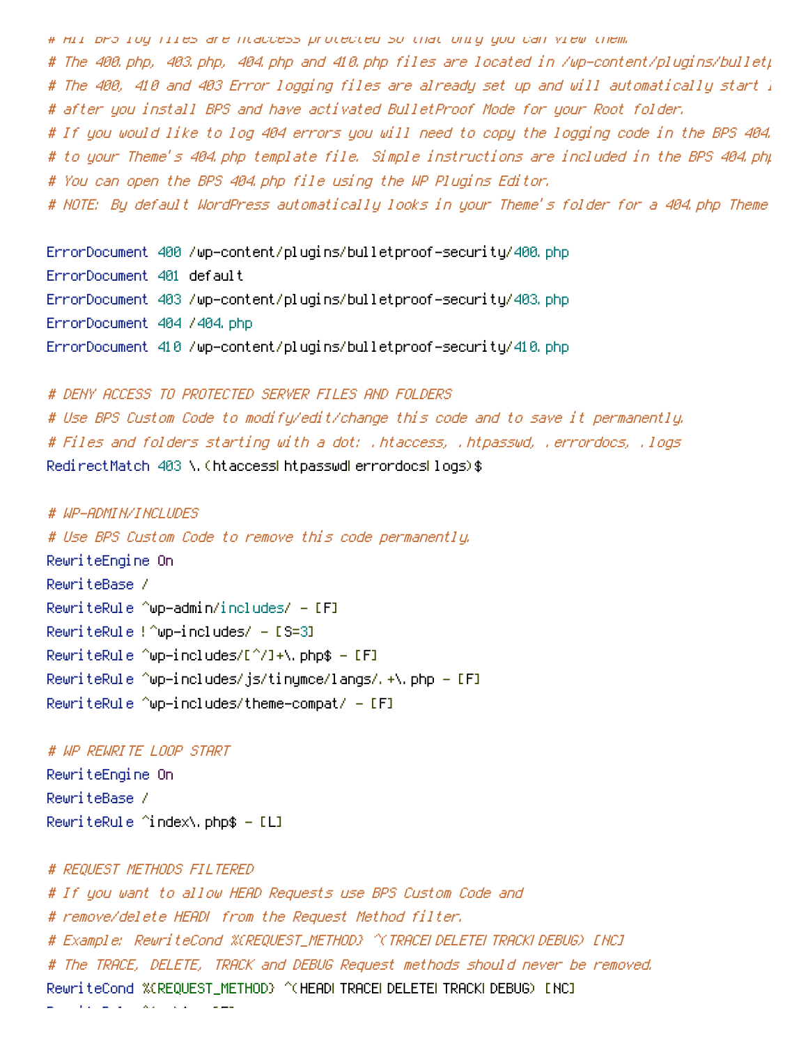```
# All BPS log files are htaccess protected so that only you can view them.
# The 400.php, 403.php, 404.php and 410.php files are located in /wp-content/plugins/bulletp
# The 400, 410 and 403 Error logging files are already set up and will automatically start l
# after you install BPS and have activated BulletProof Mode for your Root folder.
# If you would like to log 404 errors you will need to copy the logging code in the BPS 404.
# to your Theme's 404.php template file. Simple instructions are included in the BPS 404.php
# You can open the BPS 404.php file using the WP Plugins Editor.
# NOTE: By default WordPress automatically looks in your Theme's folder for a 404.php Theme

ErrorDocument 400 /wp-content/plugins/bulletproof-security/400.php
ErrorDocument 401 default
ErrorDocument 403 /wp-content/plugins/bulletproof-security/403.php
ErrorDocument 404 /404.php
ErrorDocument 410 /wp-content/plugins/bulletproof-security/410.php

# DENY ACCESS TO PROTECTED SERVER FILES AND FOLDERS
# Use BPS Custom Code to modify/edit/change this code and to save it permanently.
# Files and folders starting with a dot: .htaccess, .htpasswd, .errordocs, .logs
RedirectMatch 403 \.(htaccess|htpasswd|errordocs|logs)$

# WP-ADMIN/INCLUDES
# Use BPS Custom Code to remove this code permanently.
RewriteEngine On
RewriteBase /
RewriteRule ^wp-admin/includes/ - [F]
RewriteRule !^wp-includes/ - [S=3]
RewriteRule ^wp-includes/[^/]+\.php$ - [F]
RewriteRule ^wp-includes/js/tinymce/langs/.+\.php - [F]
RewriteRule ^wp-includes/theme-compat/ - [F]

# WP REWRITE LOOP START
RewriteEngine On
RewriteBase /
RewriteRule ^index\.php$ - [L]

# REQUEST METHODS FILTERED
# If you want to allow HEAD Requests use BPS Custom Code and
# remove/delete HEAD| from the Request Method filter.
# Example: RewriteCond %{REQUEST_METHOD} ^(TRACE|DELETE|TRACK|DEBUG) [NC]
# The TRACE, DELETE, TRACK and DEBUG Request methods should never be removed.
RewriteCond %{REQUEST_METHOD} ^(HEAD|TRACE|DELETE|TRACK|DEBUG) [NC]
```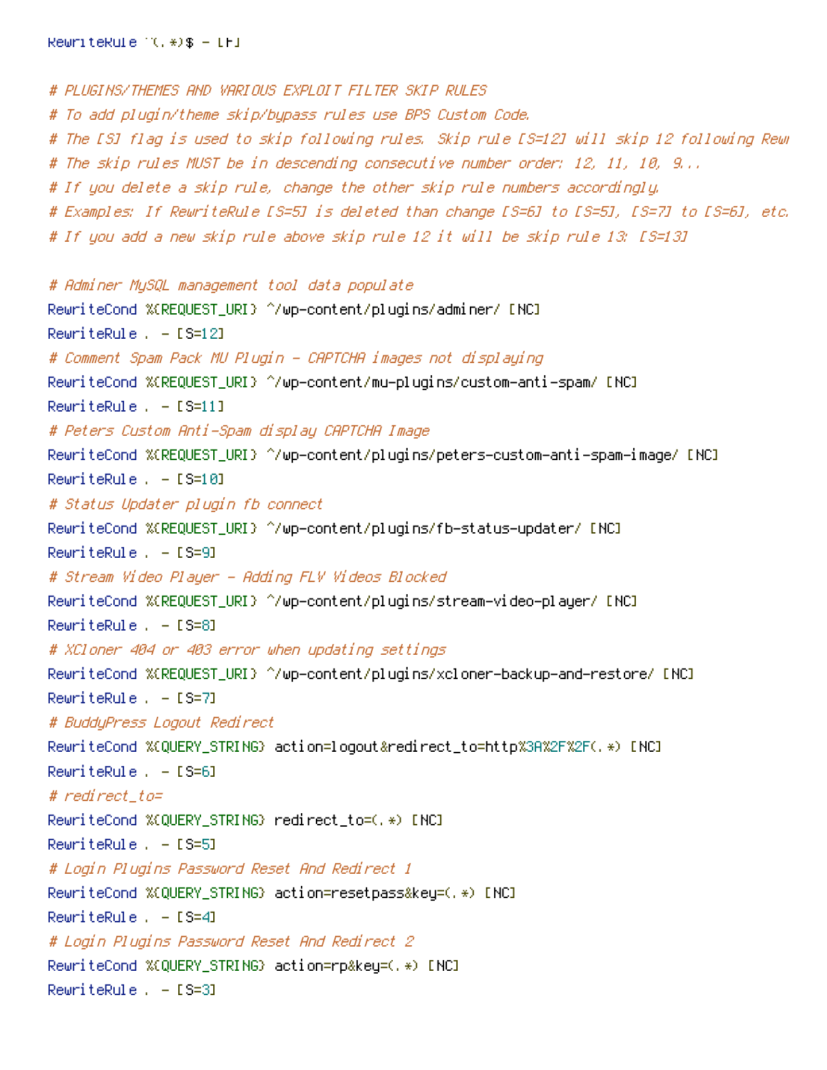```
RewriteRule ^(.*)$ - [F]

# PLUGINS/THEMES AND VARIOUS EXPLOIT FILTER SKIP RULES
# To add plugin/theme skip/bypass rules use BPS Custom Code.
# The [S] flag is used to skip following rules. Skip rule [S=12] will skip 12 following Rewi
# The skip rules MUST be in descending consecutive number order: 12, 11, 10, 9...
# If you delete a skip rule, change the other skip rule numbers accordingly.
# Examples: If RewriteRule [S=5] is deleted than change [S=6] to [S=5], [S=7] to [S=6], etc.
# If you add a new skip rule above skip rule 12 it will be skip rule 13: [S=13]

# Adminer MySQL management tool data populate
RewriteCond %{REQUEST_URI} ^/wp-content/plugins/adminer/ [NC]
RewriteRule . - [S=12]
# Comment Spam Pack MU Plugin - CAPTCHA images not displaying
RewriteCond %{REQUEST_URI} ^/wp-content/mu-plugins/custom-anti-spam/ [NC]
RewriteRule . - [S=11]
# Peters Custom Anti-Spam display CAPTCHA Image
RewriteCond %{REQUEST_URI} ^/wp-content/plugins/peters-custom-anti-spam-image/ [NC]
RewriteRule . - [S=10]
# Status Updater plugin fb connect
RewriteCond %{REQUEST_URI} ^/wp-content/plugins/fb-status-updater/ [NC]
RewriteRule . - [S=9]
# Stream Video Player - Adding FLV Videos Blocked
RewriteCond %{REQUEST_URI} ^/wp-content/plugins/stream-video-player/ [NC]
RewriteRule . - [S=8]
# XCloner 404 or 403 error when updating settings
RewriteCond %{REQUEST_URI} ^/wp-content/plugins/xcloner-backup-and-restore/ [NC]
RewriteRule . - [S=7]
# BuddyPress Logout Redirect
RewriteCond %{QUERY_STRING} action=logout&redirect_to=http%3A%2F%2F(.*) [NC]
RewriteRule . - [S=6]
# redirect_to=
RewriteCond %{QUERY_STRING} redirect_to=(.*) [NC]
RewriteRule . - [S=5]
# Login Plugins Password Reset And Redirect 1
RewriteCond %{QUERY_STRING} action=resetpass&key=(.*) [NC]
RewriteRule . - [S=4]
# Login Plugins Password Reset And Redirect 2
RewriteCond %{QUERY_STRING} action=rp&key=(.*) [NC]
RewriteRule . - [S=3]
```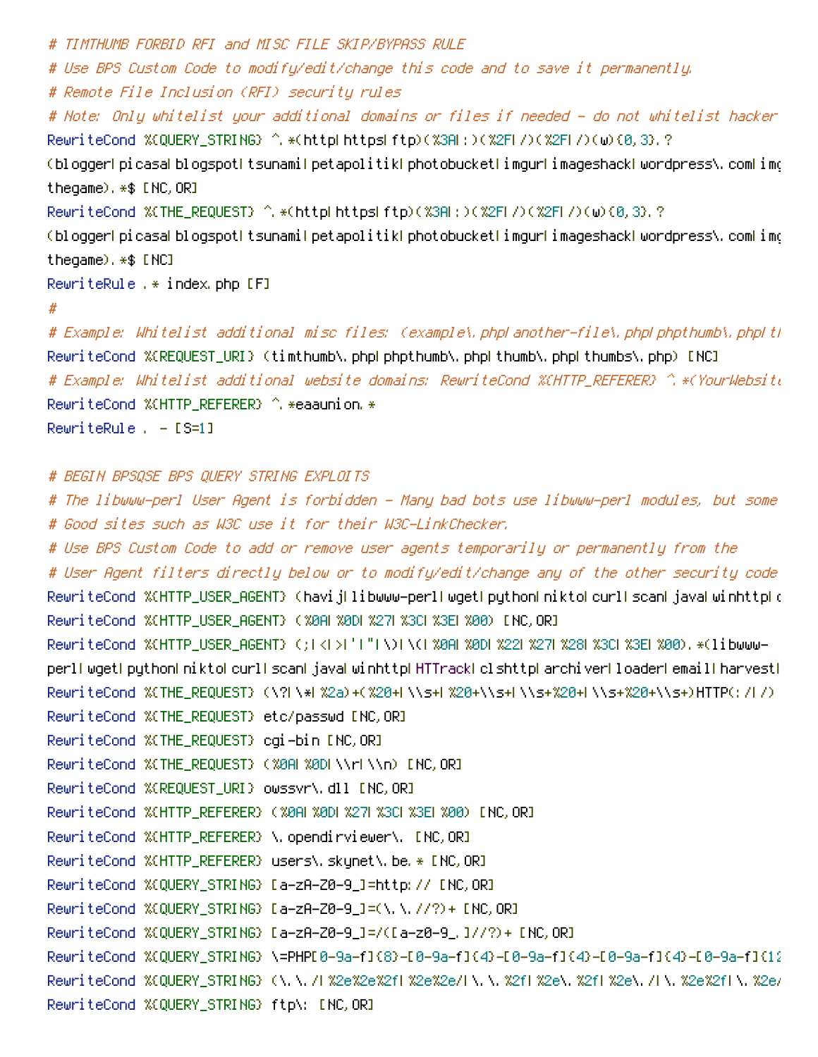```
# TIMTHUMB FORBID RFI and MISC FILE SKIP/BYPASS RULE
# Use BPS Custom Code to modify/edit/change this code and to save it permanently.
# Remote File Inclusion (RFI) security rules
# Note: Only whitelist your additional domains or files if needed - do not whitelist hacker
RewriteCond %{QUERY_STRING} ^.*(http|https|ftp)(%3A|:)(%2F|/)(%2F|/)(w){0,3}.?
(blogger|picasa|blogspot|tsunami|petapolitik|photobucket|imgur|imageshack|wordpress\.com|img
thegame).*$ [NC,OR]
RewriteCond %{THE_REQUEST} ^.*(http|https|ftp)(%3A|:)(%2F|/)(%2F|/)(w){0,3}.?
(blogger|picasa|blogspot|tsunami|petapolitik|photobucket|imgur|imageshack|wordpress\.com|img
thegame).*$ [NC]
RewriteRule .* index.php [F]
#
# Example: Whitelist additional misc files: (example\.php|another-file\.php|phpthumb\.php|tl
RewriteCond %{REQUEST_URI} (timthumb\.php|phpthumb\.php|thumb\.php|thumbs\.php) [NC]
# Example: Whitelist additional website domains: RewriteCond %{HTTP_REFERER} ^.*(YourWebsite
RewriteCond %{HTTP_REFERER} ^.*eaaunion.*
RewriteRule . - [S=1]

# BEGIN BPSQSE BPS QUERY STRING EXPLOITS
# The libwww-perl User Agent is forbidden - Many bad bots use libwww-perl modules, but some
# Good sites such as W3C use it for their W3C-LinkChecker.
# Use BPS Custom Code to add or remove user agents temporarily or permanently from the
# User Agent filters directly below or to modify/edit/change any of the other security code
RewriteCond %{HTTP_USER_AGENT} (havij|libwww-perl|wget|python|nikto|curl|scan|java|winhttp|c
RewriteCond %{HTTP_USER_AGENT} (%0A|%0D|%27|%3C|%3E|%00) [NC,OR]
RewriteCond %{HTTP_USER_AGENT} (;|<|>|'|"|\)|\(|%0A|%0D|%22|%27|%28|%3C|%3E|%00).*(libwww-
perl|wget|python|nikto|curl|scan|java|winhttp|HTTrack|clshttp|archiver|loader|email|harvest|
RewriteCond %{THE_REQUEST} (\?|\*|%2a)+(%20+|\\s+|%20+\\s+|\\s+%20+|\\s+%20+\\s+)HTTP(:/|/)
RewriteCond %{THE_REQUEST} etc/passwd [NC,OR]
RewriteCond %{THE_REQUEST} cgi-bin [NC,OR]
RewriteCond %{THE_REQUEST} (%0A|%0D|\\r|\\n) [NC,OR]
RewriteCond %{REQUEST_URI} owssvr\.dll [NC,OR]
RewriteCond %{HTTP_REFERER} (%0A|%0D|%27|%3C|%3E|%00) [NC,OR]
RewriteCond %{HTTP_REFERER} \.opendirviewer\. [NC,OR]
RewriteCond %{HTTP_REFERER} users\.skynet\.be.* [NC,OR]
RewriteCond %{QUERY_STRING} [a-zA-Z0-9_]=http:// [NC,OR]
RewriteCond %{QUERY_STRING} [a-zA-Z0-9_]=(\.\.//?)+ [NC,OR]
RewriteCond %{QUERY_STRING} [a-zA-Z0-9_]=/([a-z0-9_.]//?)+ [NC,OR]
RewriteCond %{QUERY_STRING} \=PHP[0-9a-f]{8}-[0-9a-f]{4}-[0-9a-f]{4}-[0-9a-f]{4}-[0-9a-f]{12
RewriteCond %{QUERY_STRING} (\.\./|%2e%2e%2f|%2e%2e/|\.\.%2f|%2e\.%2f|%2e\./|\.%2e%2f|\.%2e/
RewriteCond %{QUERY_STRING} ftp\: [NC,OR]
```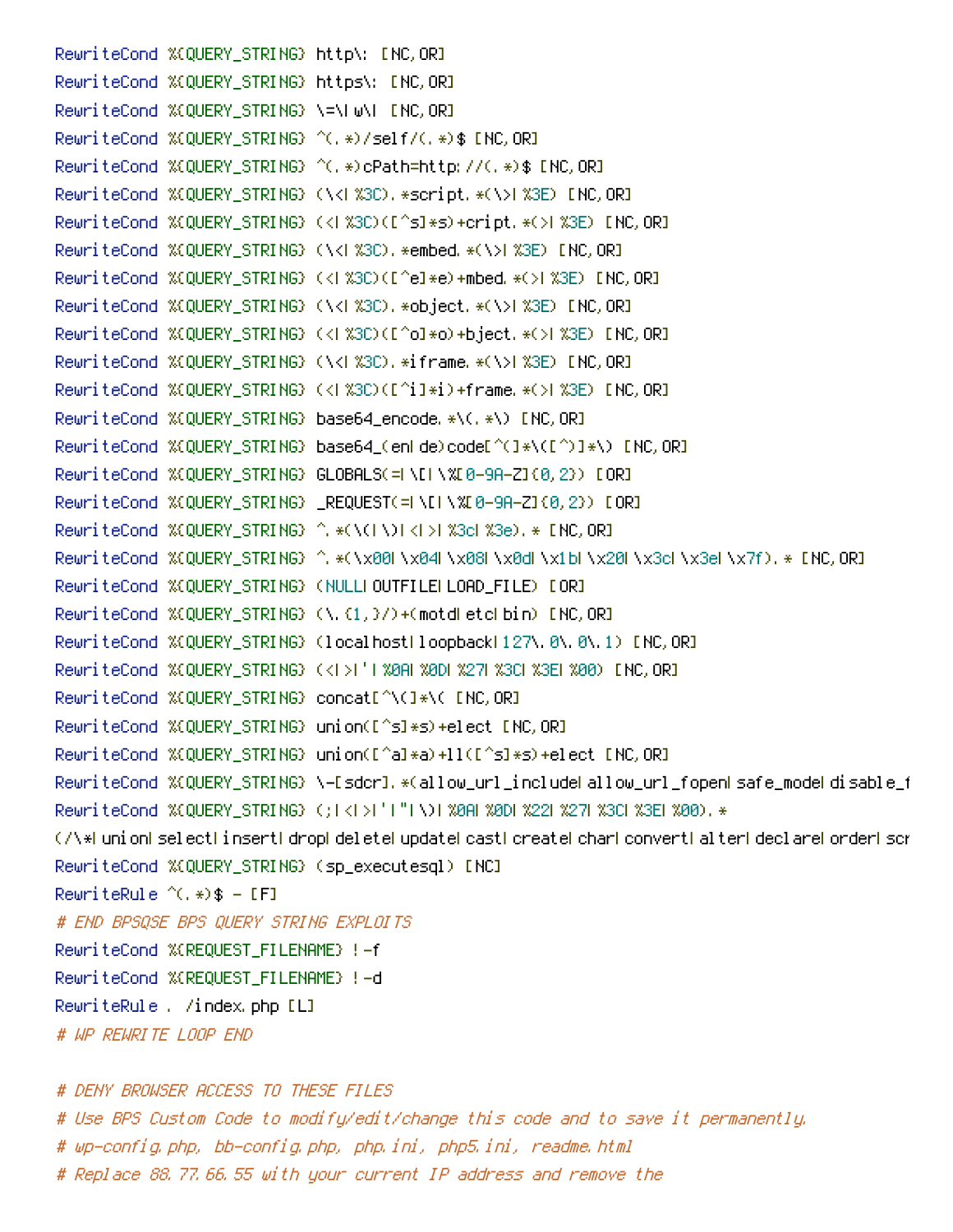```
RewriteCond %{QUERY_STRING} http\: [NC,OR]
RewriteCond %{QUERY_STRING} https\: [NC,OR]
RewriteCond %{QUERY_STRING} \=\|w\| [NC,OR]
RewriteCond %{QUERY_STRING} ^(.*)/self/(.*)$ [NC,OR]
RewriteCond %{QUERY_STRING} ^(.*)cPath=http://(.*)$ [NC,OR]
RewriteCond %{QUERY_STRING} (\<|%3C).*script.*(\>|%3E) [NC,OR]
RewriteCond %{QUERY_STRING} (<|%3C)([^s]*s)+cript.*(>|%3E) [NC,OR]
RewriteCond %{QUERY_STRING} (\<|%3C).*embed.*(\>|%3E) [NC,OR]
RewriteCond %{QUERY_STRING} (<|%3C)([^e]*e)+mbed.*(>|%3E) [NC,OR]
RewriteCond %{QUERY_STRING} (\<|%3C).*object.*(\>|%3E) [NC,OR]
RewriteCond %{QUERY_STRING} (<|%3C)([^o]*o)+bject.*(>|%3E) [NC,OR]
RewriteCond %{QUERY_STRING} (\<|%3C).*iframe.*(\>|%3E) [NC,OR]
RewriteCond %{QUERY_STRING} (<|%3C)([^i]*i)+frame.*(>|%3E) [NC,OR]
RewriteCond %{QUERY_STRING} base64_encode.*\(.*\) [NC,OR]
RewriteCond %{QUERY_STRING} base64_(en|de)code[^(]*\([^)]*\) [NC,OR]
RewriteCond %{QUERY_STRING} GLOBALS(=|\[|\%[0-9A-Z]{0,2}) [OR]
RewriteCond %{QUERY_STRING} _REQUEST(=|\[|\%[0-9A-Z]{0,2}) [OR]
RewriteCond %{QUERY_STRING} ^.*(\(|\)|<|>|%3c|%3e).* [NC,OR]
RewriteCond %{QUERY_STRING} ^.*(\x00|\x04|\x08|\x0d|\x1b|\x20|\x3c|\x3e|\x7f).* [NC,OR]
RewriteCond %{QUERY_STRING} (NULL|OUTFILE|LOAD_FILE) [OR]
RewriteCond %{QUERY_STRING} (\.{1,}/)+(motd|etc|bin) [NC,OR]
RewriteCond %{QUERY_STRING} (localhost|loopback|127\.0\.0\.1) [NC,OR]
RewriteCond %{QUERY_STRING} (<|>|'|%0A|%0D|%27|%3C|%3E|%00) [NC,OR]
RewriteCond %{QUERY_STRING} concat[^\(]*\( [NC,OR]
RewriteCond %{QUERY_STRING} union([^s]*s)+elect [NC,OR]
RewriteCond %{QUERY_STRING} union([^a]*a)+ll([^s]*s)+elect [NC,OR]
RewriteCond %{QUERY_STRING} \-[sdcr].*(allow_url_include|allow_url_fopen|safe_mode|disable_f
RewriteCond %{QUERY_STRING} (;|<|>|'|"|\)|%0A|%0D|%22|%27|%3C|%3E|%00).*
(/\*|union|select|insert|drop|delete|update|cast|create|char|convert|alter|declare|order|scr
RewriteCond %{QUERY_STRING} (sp_executesql) [NC]
RewriteRule ^(.*)$ - [F]
# END BPSQSE BPS QUERY STRING EXPLOITS
RewriteCond %{REQUEST_FILENAME} !-f
RewriteCond %{REQUEST_FILENAME} !-d
RewriteRule . /index.php [L]
# WP REWRITE LOOP END

# DENY BROWSER ACCESS TO THESE FILES
# Use BPS Custom Code to modify/edit/change this code and to save it permanently.
# wp-config.php, bb-config.php, php.ini, php5.ini, readme.html
# Replace 88.77.66.55 with your current IP address and remove the
```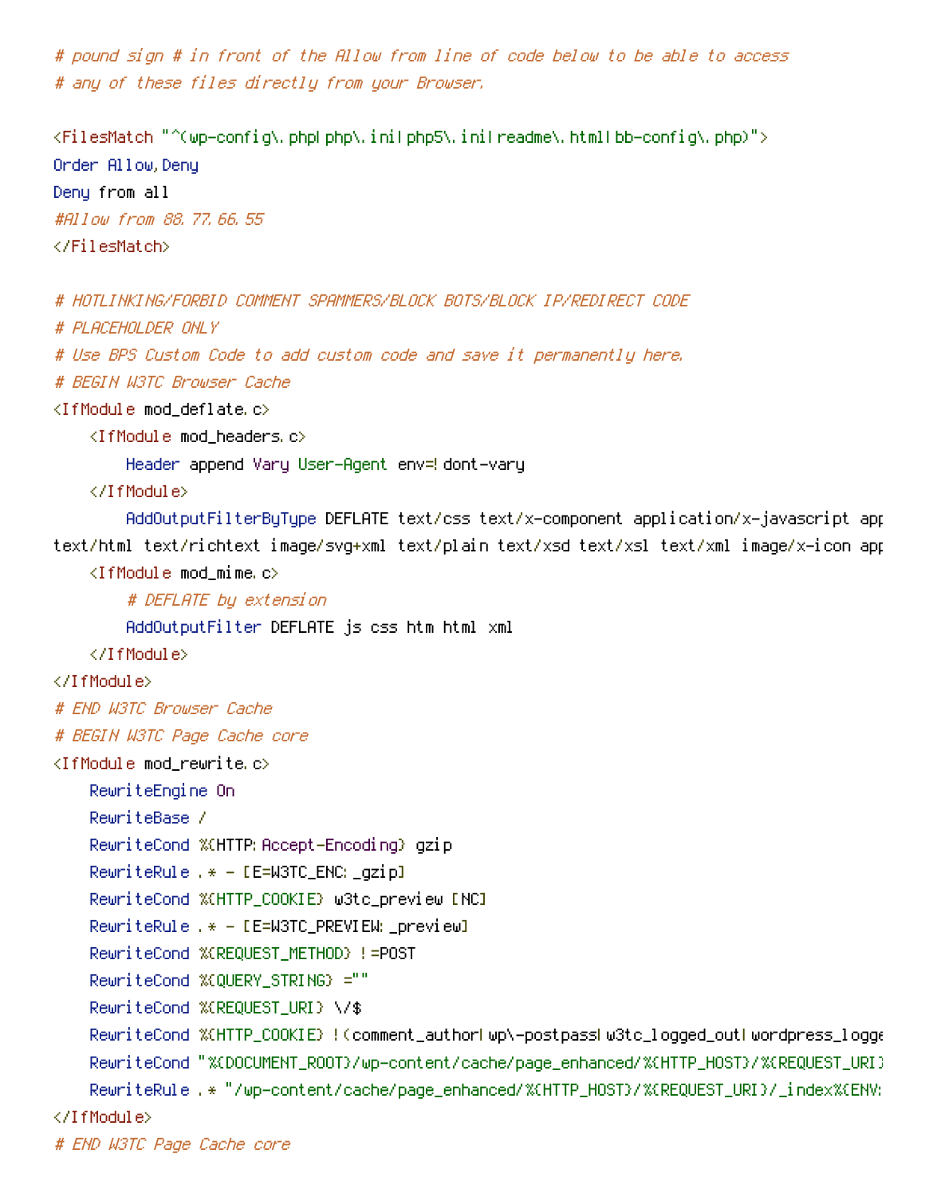```
# pound sign # in front of the Allow from line of code below to be able to access
# any of these files directly from your Browser.

<FilesMatch "^(wp-config\.php|php\.ini|php5\.ini|readme\.html|bb-config\.php)">
Order Allow,Deny
Deny from all
#Allow from 88.77.66.55
</FilesMatch>

# HOTLINKING/FORBID COMMENT SPAMMERS/BLOCK BOTS/BLOCK IP/REDIRECT CODE
# PLACEHOLDER ONLY
# Use BPS Custom Code to add custom code and save it permanently here.
# BEGIN W3TC Browser Cache
<IfModule mod_deflate.c>
    <IfModule mod_headers.c>
        Header append Vary User-Agent env=!dont-vary
    </IfModule>
        AddOutputFilterByType DEFLATE text/css text/x-component application/x-javascript app
text/html text/richtext image/svg+xml text/plain text/xsd text/xsl text/xml image/x-icon app
    <IfModule mod_mime.c>
        # DEFLATE by extension
        AddOutputFilter DEFLATE js css htm html xml
    </IfModule>
</IfModule>
# END W3TC Browser Cache
# BEGIN W3TC Page Cache core
<IfModule mod_rewrite.c>
    RewriteEngine On
    RewriteBase /
    RewriteCond %{HTTP:Accept-Encoding} gzip
    RewriteRule .* - [E=W3TC_ENC:_gzip]
    RewriteCond %{HTTP_COOKIE} w3tc_preview [NC]
    RewriteRule .* - [E=W3TC_PREVIEW:_preview]
    RewriteCond %{REQUEST_METHOD} !=POST
    RewriteCond %{QUERY_STRING} =""
    RewriteCond %{REQUEST_URI} \/$
    RewriteCond %{HTTP_COOKIE} !(comment_author|wp\-postpass|w3tc_logged_out|wordpress_logge
    RewriteCond "%{DOCUMENT_ROOT}/wp-content/cache/page_enhanced/%{HTTP_HOST}/%{REQUEST_URI}
    RewriteRule .* "/wp-content/cache/page_enhanced/%{HTTP_HOST}/%{REQUEST_URI}/_index%{ENV:
</IfModule>
# END W3TC Page Cache core
```